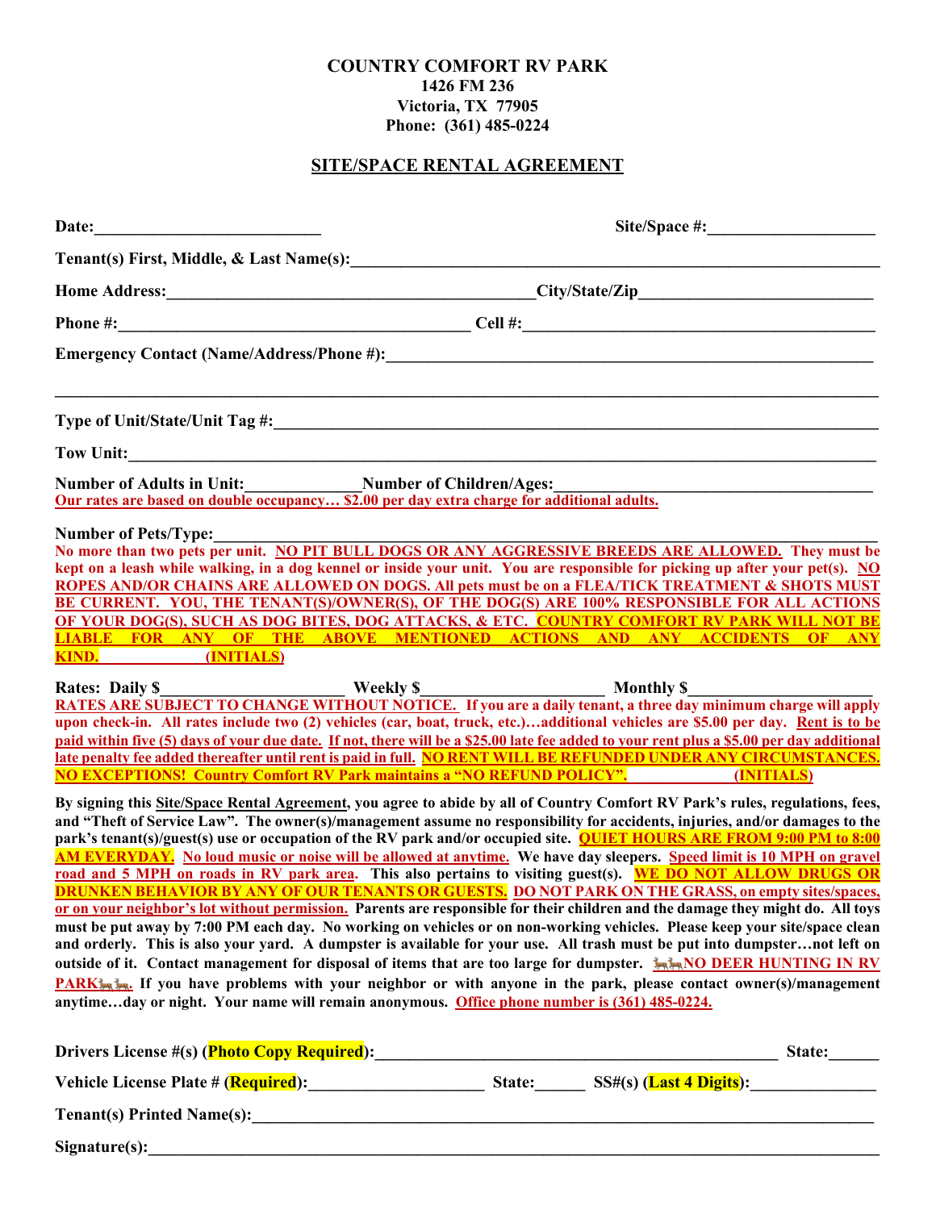**COUNTRY COMFORT RV PARK**
**1426 FM 236**
**Victoria, TX 77905**
**Phone: (361) 485-0224**

## SITE/SPACE RENTAL AGREEMENT

**Date:**___________________________ **Site/Space #:**___________________

**Tenant(s) First, Middle, & Last Name(s):**______________________________________________________________

**Home Address:**___________________________________________**City/State/Zip**___________________________

**Phone #:**_________________________________________ **Cell #:**_________________________________________

**Emergency Contact (Name/Address/Phone #):**__________________________________________________________

_________________________________________________________________________________________________

**Type of Unit/State/Unit Tag #:**_________________________________________________________________________

**Tow Unit:**_______________________________________________________________________________________

**Number of Adults in Unit:**_____________**Number of Children/Ages:**____________________________________

Our rates are based on double occupancy… $2.00 per day extra charge for additional adults.

**Number of Pets/Type:**______________________________________________________________________________

No more than two pets per unit. NO PIT BULL DOGS OR ANY AGGRESSIVE BREEDS ARE ALLOWED. They must be kept on a leash while walking, in a dog kennel or inside your unit. You are responsible for picking up after your pet(s). NO ROPES AND/OR CHAINS ARE ALLOWED ON DOGS. All pets must be on a FLEA/TICK TREATMENT & SHOTS MUST BE CURRENT. YOU, THE TENANT(S)/OWNER(S), OF THE DOG(S) ARE 100% RESPONSIBLE FOR ALL ACTIONS OF YOUR DOG(S), SUCH AS DOG BITES, DOG ATTACKS, & ETC. COUNTRY COMFORT RV PARK WILL NOT BE LIABLE FOR ANY OF THE ABOVE MENTIONED ACTIONS AND ANY ACCIDENTS OF ANY KIND. ____________ (INITIALS)

**Rates: Daily $**______________________ **Weekly $**_____________________ **Monthly $**_____________________

RATES ARE SUBJECT TO CHANGE WITHOUT NOTICE. If you are a daily tenant, a three day minimum charge will apply upon check-in. All rates include two (2) vehicles (car, boat, truck, etc.)…additional vehicles are $5.00 per day. Rent is to be paid within five (5) days of your due date. If not, there will be a $25.00 late fee added to your rent plus a $5.00 per day additional late penalty fee added thereafter until rent is paid in full. NO RENT WILL BE REFUNDED UNDER ANY CIRCUMSTANCES. NO EXCEPTIONS! Country Comfort RV Park maintains a "NO REFUND POLICY". ____________ (INITIALS)

By signing this Site/Space Rental Agreement, you agree to abide by all of Country Comfort RV Park's rules, regulations, fees, and "Theft of Service Law". The owner(s)/management assume no responsibility for accidents, injuries, and/or damages to the park's tenant(s)/guest(s) use or occupation of the RV park and/or occupied site. QUIET HOURS ARE FROM 9:00 PM to 8:00 AM EVERYDAY. No loud music or noise will be allowed at anytime. We have day sleepers. Speed limit is 10 MPH on gravel road and 5 MPH on roads in RV park area. This also pertains to visiting guest(s). WE DO NOT ALLOW DRUGS OR DRUNKEN BEHAVIOR BY ANY OF OUR TENANTS OR GUESTS. DO NOT PARK ON THE GRASS, on empty sites/spaces, or on your neighbor's lot without permission. Parents are responsible for their children and the damage they might do. All toys must be put away by 7:00 PM each day. No working on vehicles or on non-working vehicles. Please keep your site/space clean and orderly. This is also your yard. A dumpster is available for your use. All trash must be put into dumpster…not left on outside of it. Contact management for disposal of items that are too large for dumpster. NO DEER HUNTING IN RV PARK. If you have problems with your neighbor or with anyone in the park, please contact owner(s)/management anytime…day or night. Your name will remain anonymous. Office phone number is (361) 485-0224.

**Drivers License #(s) (Photo Copy Required):**________________________________________________ **State:**______

**Vehicle License Plate # (Required):**____________________ **State:**______ **SS#(s) (Last 4 Digits):**______________

**Tenant(s) Printed Name(s):**__________________________________________________________________________

**Signature(s):**_____________________________________________________________________________________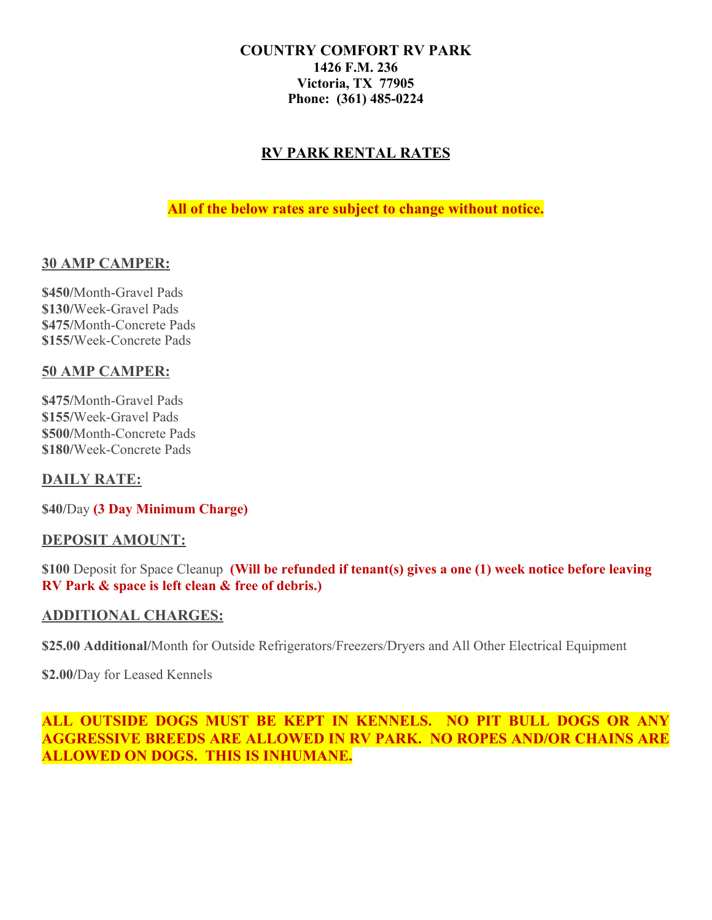**COUNTRY COMFORT RV PARK**
**1426 F.M. 236**
**Victoria, TX 77905**
**Phone: (361) 485-0224**

## RV PARK RENTAL RATES

**All of the below rates are subject to change without notice.**

### 30 AMP CAMPER:

**$450**/Month-Gravel Pads
**$130**/Week-Gravel Pads
**$475**/Month-Concrete Pads
**$155**/Week-Concrete Pads

### 50 AMP CAMPER:

**$475**/Month-Gravel Pads
**$155**/Week-Gravel Pads
**$500**/Month-Concrete Pads
**$180**/Week-Concrete Pads

### DAILY RATE:

**$40**/Day **(3 Day Minimum Charge)**

### DEPOSIT AMOUNT:

**$100** Deposit for Space Cleanup **(Will be refunded if tenant(s) gives a one (1) week notice before leaving RV Park & space is left clean & free of debris.)**

### ADDITIONAL CHARGES:

**$25.00 Additional/**Month for Outside Refrigerators/Freezers/Dryers and All Other Electrical Equipment

**$2.00**/Day for Leased Kennels

**ALL OUTSIDE DOGS MUST BE KEPT IN KENNELS. NO PIT BULL DOGS OR ANY AGGRESSIVE BREEDS ARE ALLOWED IN RV PARK. NO ROPES AND/OR CHAINS ARE ALLOWED ON DOGS. THIS IS INHUMANE.**